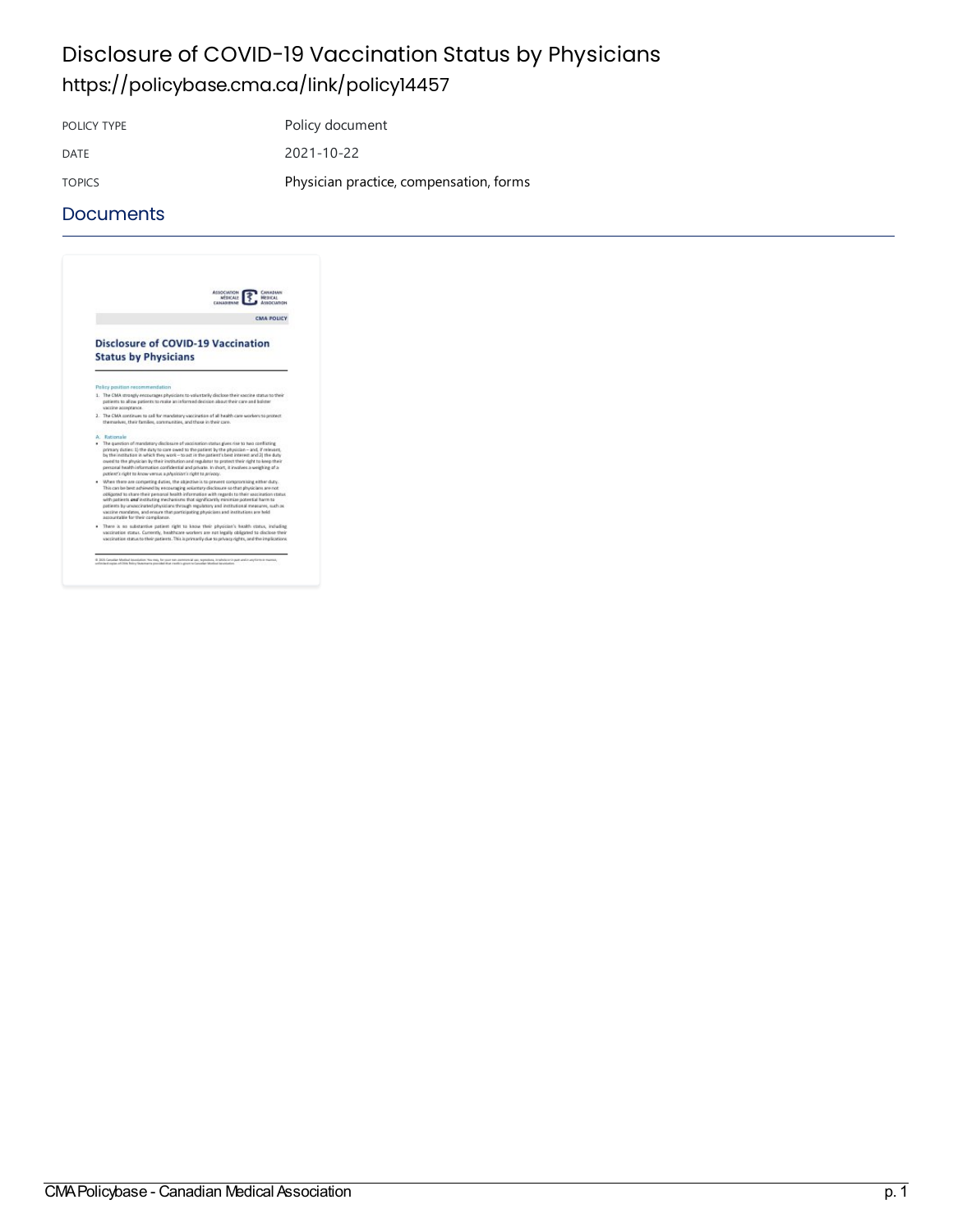# Disclosure of COVID-19 Vaccination Status by Physicians

https://policybase.cma.ca/link/policy14457

| POLICY TYPE | Policy document |
| --- | --- |
| DATE | 2021-10-22 |
| TOPICS | Physician practice, compensation, forms |

## Documents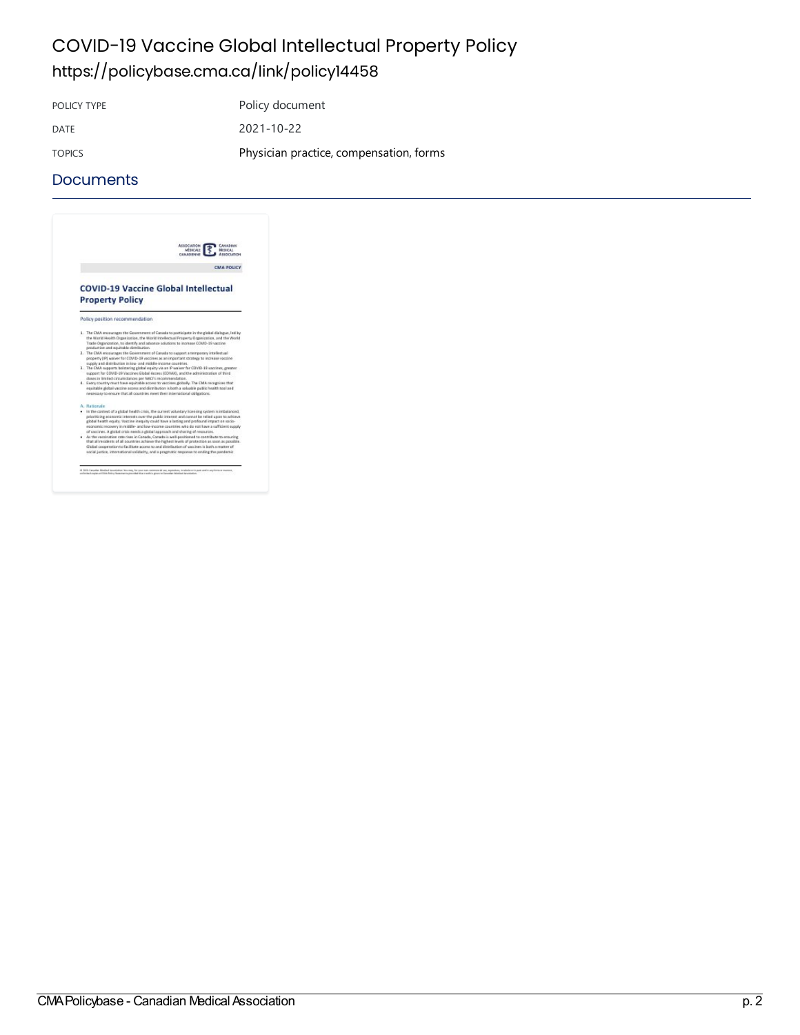# COVID-19 Vaccine Global Intellectual Property Policy

https://policybase.cma.ca/link/policy14458

| POLICY TYPE | Policy document |
| --- | --- |
| DATE | 2021-10-22 |
| TOPICS | Physician practice, compensation, forms |

## Documents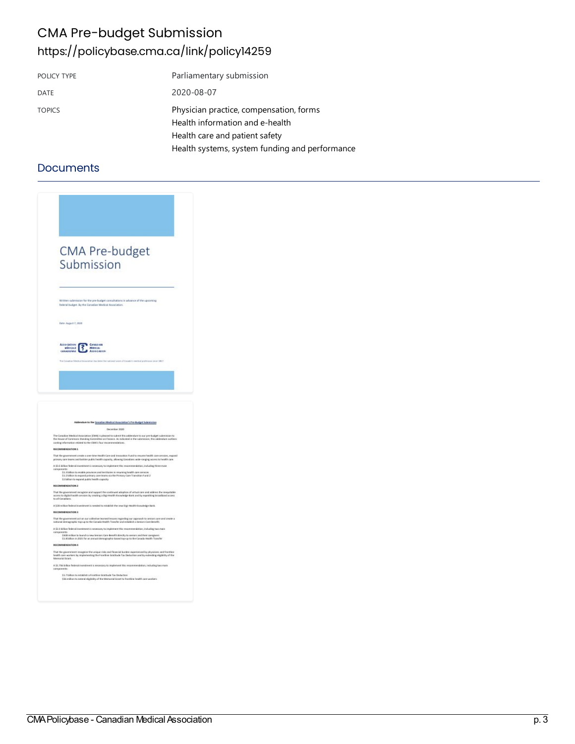# CMA Pre-budget Submission

https://policybase.cma.ca/link/policy14259

| POLICY TYPE | Parliamentary submission |
| --- | --- |
| DATE | 2020-08-07 |
| TOPICS | Physician practice, compensation, forms<br>Health information and e-health<br>Health care and patient safety<br>Health systems, system funding and performance |

## Documents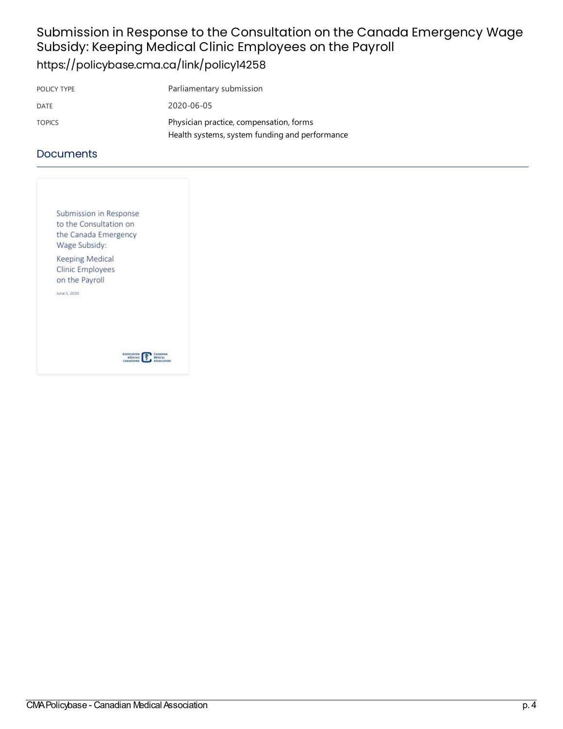# Submission in Response to the Consultation on the Canada Emergency Wage Subsidy: Keeping Medical Clinic Employees on the Payroll

https://policybase.cma.ca/link/policy14258

| | |
|---|---|
| POLICY TYPE | Parliamentary submission |
| DATE | 2020-06-05 |
| TOPICS | Physician practice, compensation, forms<br>Health systems, system funding and performance |

## Documents

Submission in Response to the Consultation on the Canada Emergency Wage Subsidy:

Keeping Medical Clinic Employees on the Payroll

June 5, 2020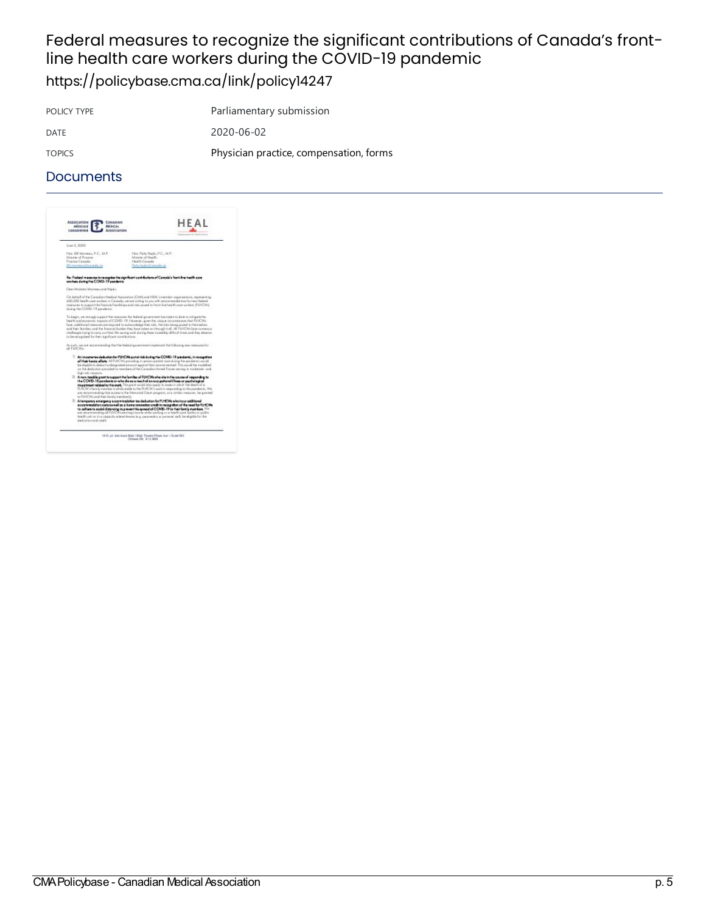# Federal measures to recognize the significant contributions of Canada's front-line health care workers during the COVID-19 pandemic

https://policybase.cma.ca/link/policy14247

| | |
|---|---|
| POLICY TYPE | Parliamentary submission |
| DATE | 2020-06-02 |
| TOPICS | Physician practice, compensation, forms |

## Documents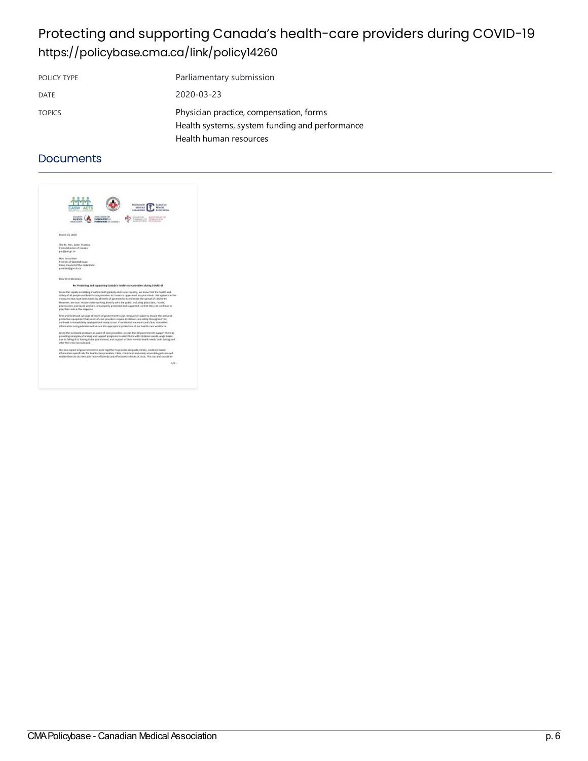# Protecting and supporting Canada's health-care providers during COVID-19

https://policybase.cma.ca/link/policy14260

| POLICY TYPE | Parliamentary submission |
| --- | --- |
| DATE | 2020-03-23 |
| TOPICS | Physician practice, compensation, forms<br>Health systems, system funding and performance<br>Health human resources |

## Documents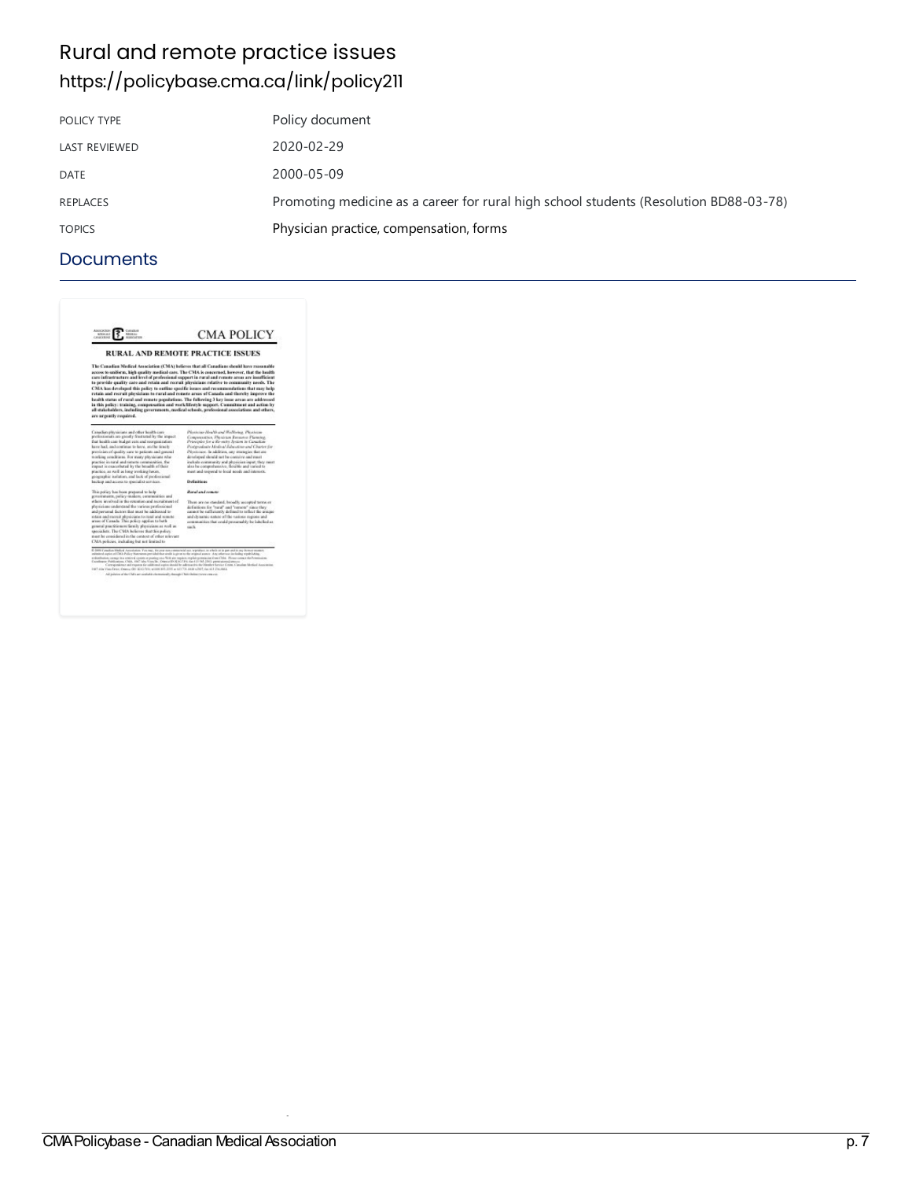# Rural and remote practice issues

https://policybase.cma.ca/link/policy211

| POLICY TYPE | Policy document |
| --- | --- |
| LAST REVIEWED | 2020-02-29 |
| DATE | 2000-05-09 |
| REPLACES | Promoting medicine as a career for rural high school students (Resolution BD88-03-78) |
| TOPICS | Physician practice, compensation, forms |

## Documents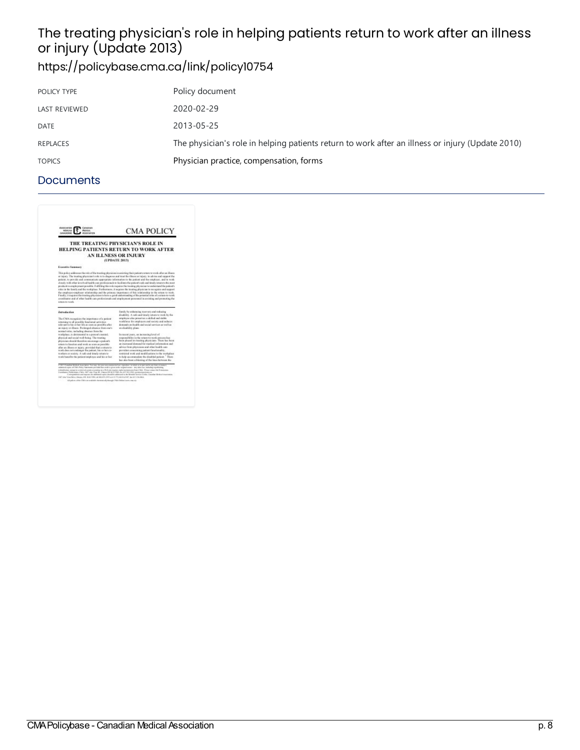# The treating physician's role in helping patients return to work after an illness or injury (Update 2013)

https://policybase.cma.ca/link/policy10754

| | |
|---|---|
| POLICY TYPE | Policy document |
| LAST REVIEWED | 2020-02-29 |
| DATE | 2013-05-25 |
| REPLACES | The physician's role in helping patients return to work after an illness or injury (Update 2010) |
| TOPICS | Physician practice, compensation, forms |

## Documents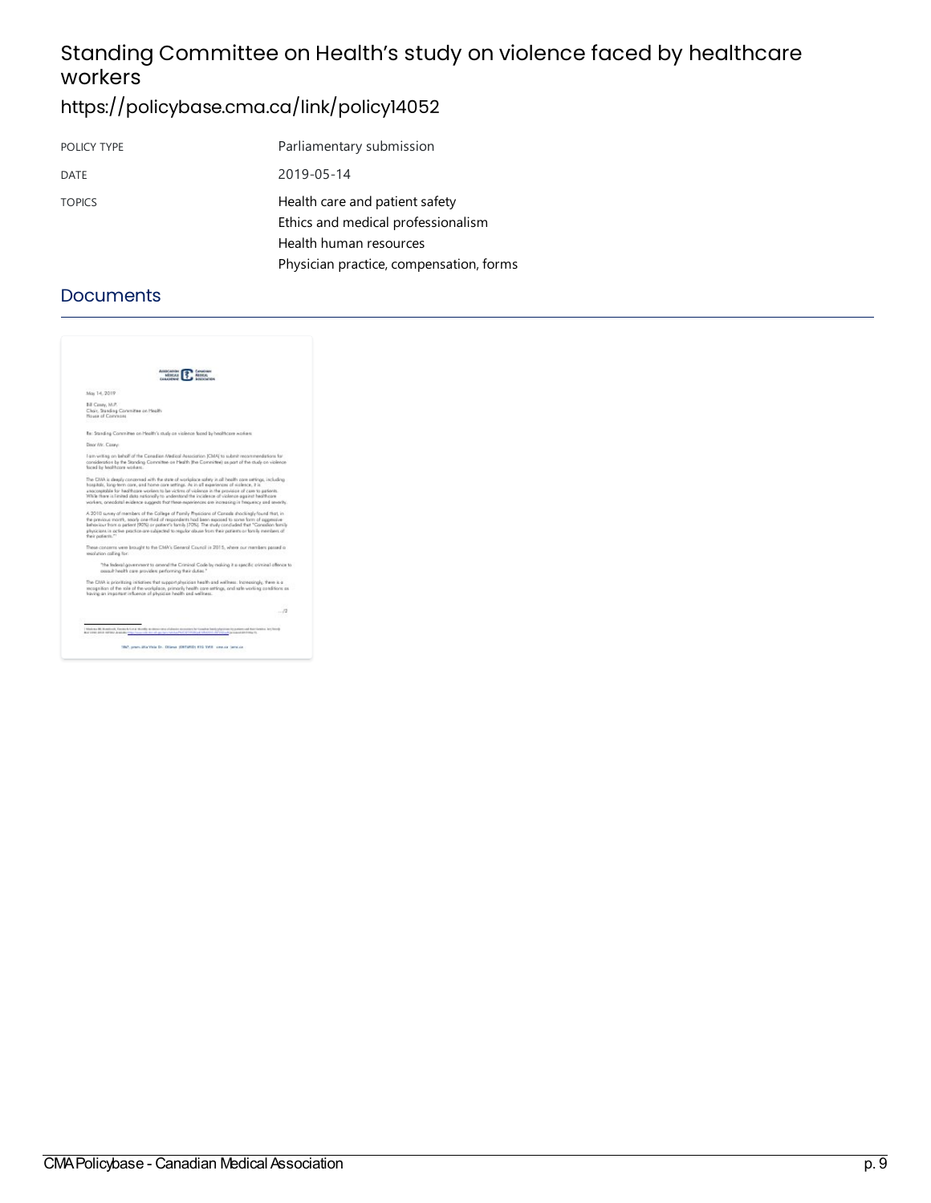# Standing Committee on Health's study on violence faced by healthcare workers

https://policybase.cma.ca/link/policy14052

| | |
|---|---|
| POLICY TYPE | Parliamentary submission |
| DATE | 2019-05-14 |
| TOPICS | Health care and patient safety<br>Ethics and medical professionalism<br>Health human resources<br>Physician practice, compensation, forms |

## Documents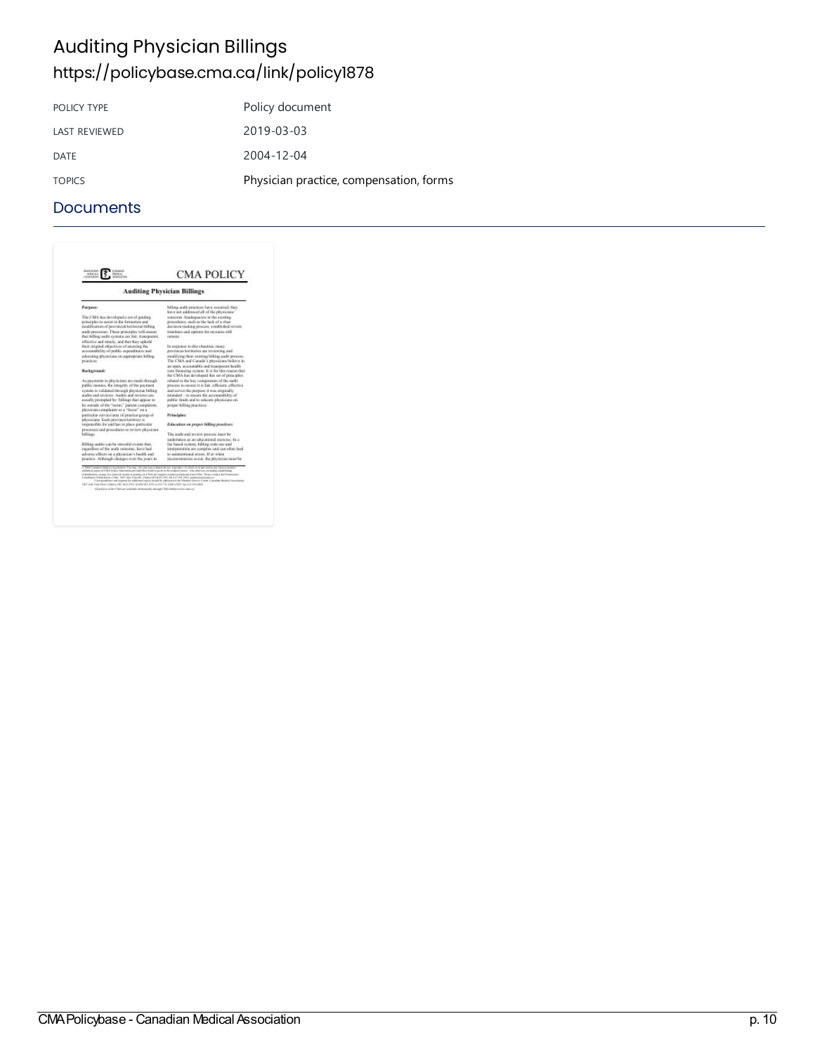# Auditing Physician Billings

https://policybase.cma.ca/link/policy1878

| POLICY TYPE | Policy document |
|---|---|
| LAST REVIEWED | 2019-03-03 |
| DATE | 2004-12-04 |
| TOPICS | Physician practice, compensation, forms |

## Documents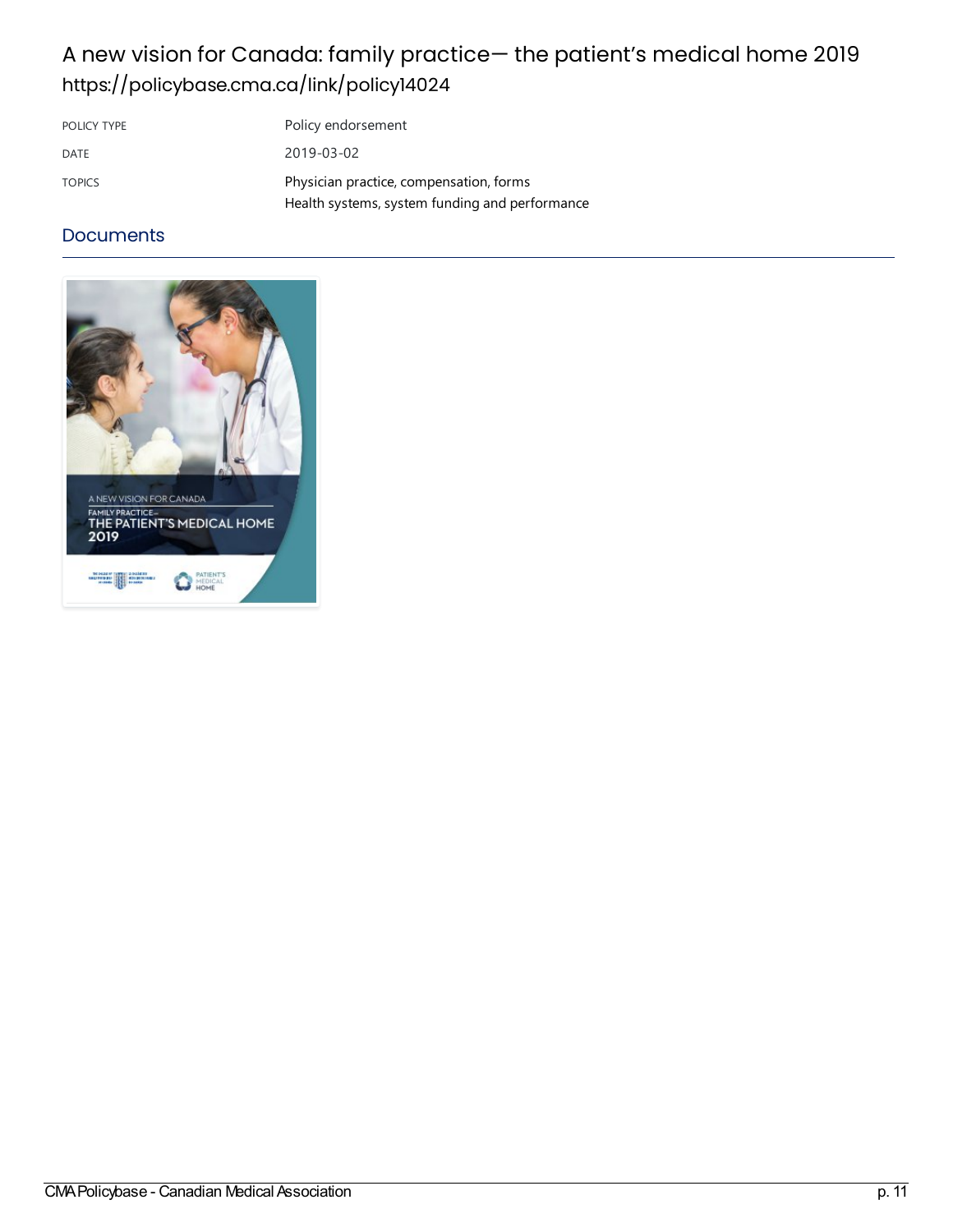# A new vision for Canada: family practice— the patient's medical home 2019

https://policybase.cma.ca/link/policy14024

| | |
|---|---|
| POLICY TYPE | Policy endorsement |
| DATE | 2019-03-02 |
| TOPICS | Physician practice, compensation, forms<br>Health systems, system funding and performance |

## Documents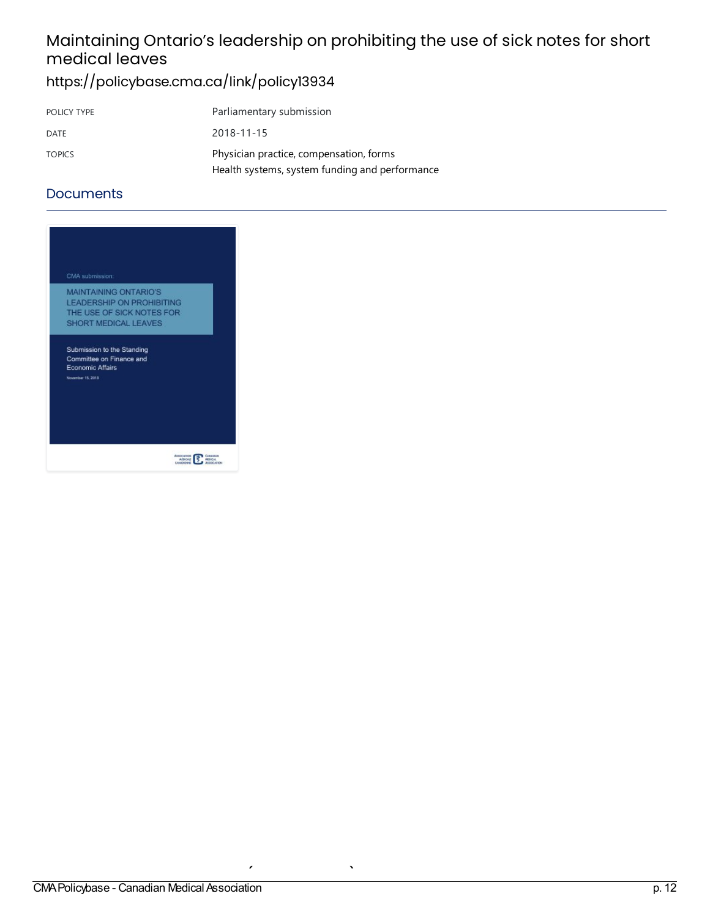# Maintaining Ontario's leadership on prohibiting the use of sick notes for short medical leaves

https://policybase.cma.ca/link/policy13934

| POLICY TYPE | Parliamentary submission |
|---|---|
| DATE | 2018-11-15 |
| TOPICS | Physician practice, compensation, forms<br>Health systems, system funding and performance |

## Documents

CMA submission:

MAINTAINING ONTARIO'S LEADERSHIP ON PROHIBITING THE USE OF SICK NOTES FOR SHORT MEDICAL LEAVES

Submission to the Standing Committee on Finance and Economic Affairs

November 15, 2018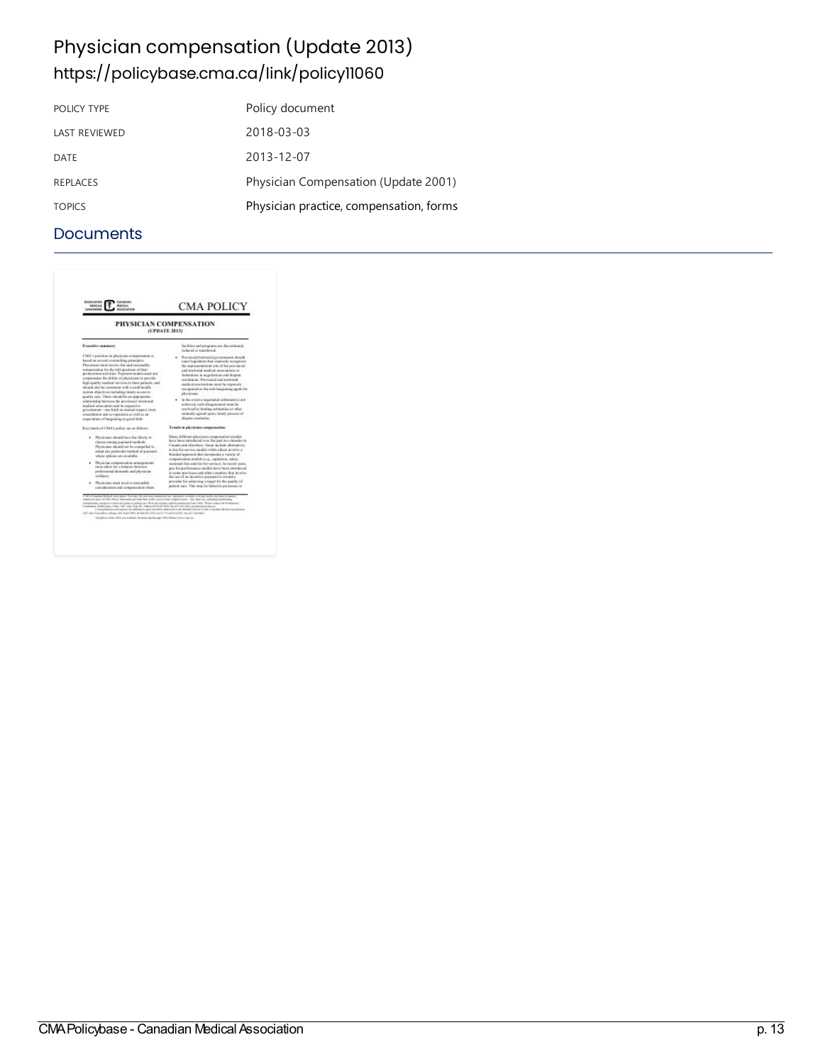# Physician compensation (Update 2013)

## https://policybase.cma.ca/link/policy11060

| POLICY TYPE | Policy document |
| --- | --- |
| LAST REVIEWED | 2018-03-03 |
| DATE | 2013-12-07 |
| REPLACES | Physician Compensation (Update 2001) |
| TOPICS | Physician practice, compensation, forms |

## Documents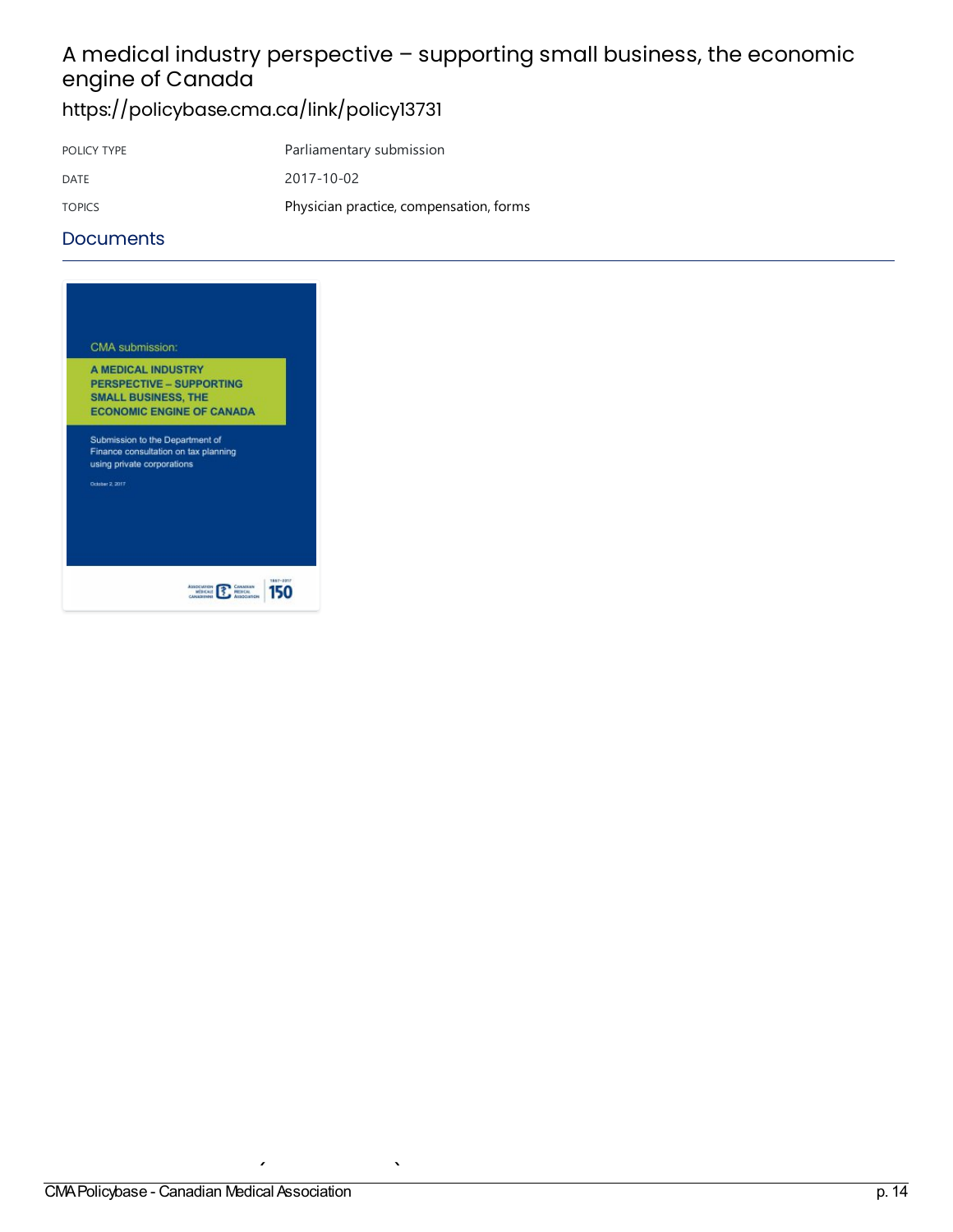# A medical industry perspective – supporting small business, the economic engine of Canada

https://policybase.cma.ca/link/policy13731

| | |
|---|---|
| POLICY TYPE | Parliamentary submission |
| DATE | 2017-10-02 |
| TOPICS | Physician practice, compensation, forms |

## Documents

CMA submission:

A MEDICAL INDUSTRY PERSPECTIVE – SUPPORTING SMALL BUSINESS, THE ECONOMIC ENGINE OF CANADA

Submission to the Department of Finance consultation on tax planning using private corporations

October 2, 2017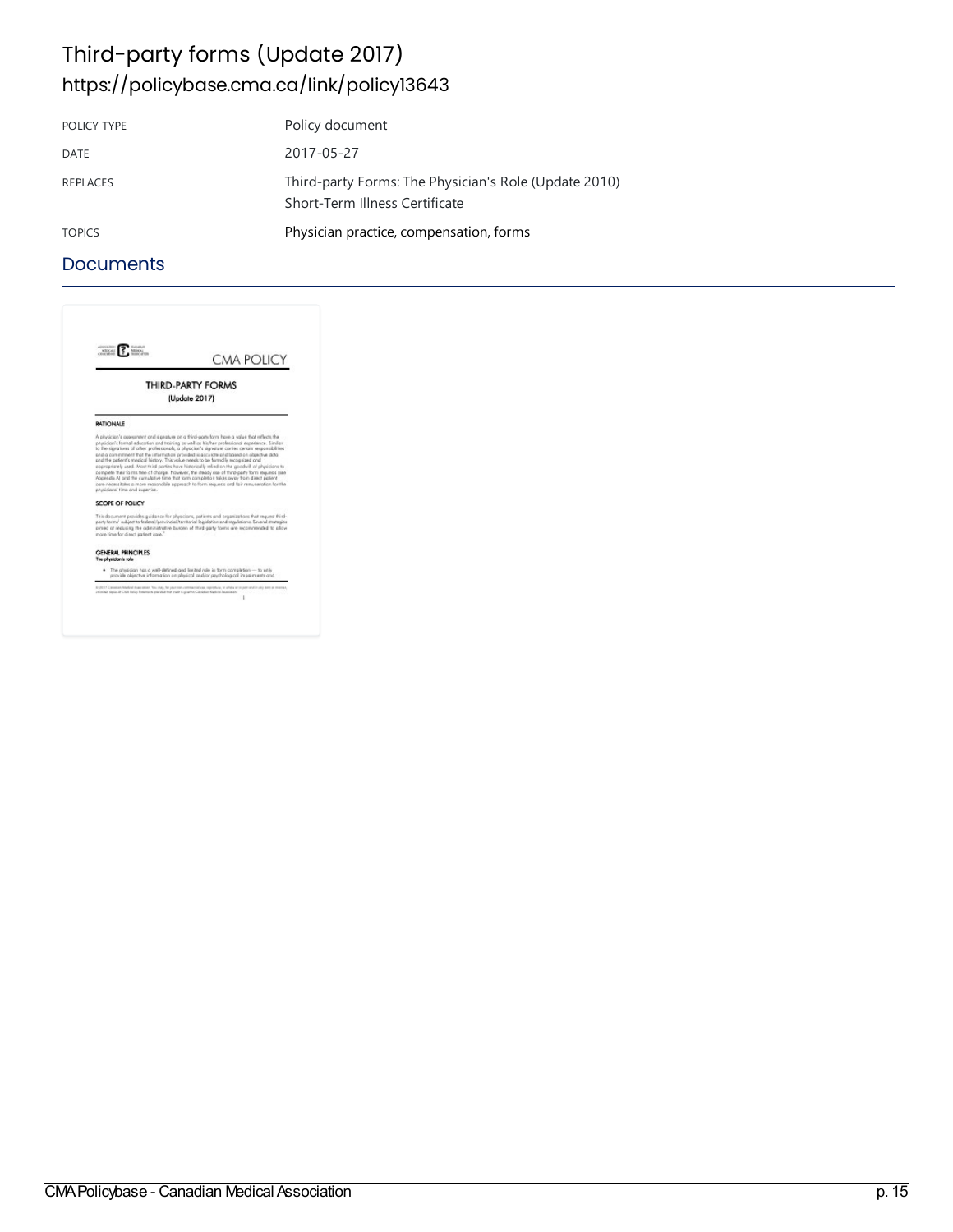# Third-party forms (Update 2017)

https://policybase.cma.ca/link/policy13643

| POLICY TYPE | Policy document |
| --- | --- |
| DATE | 2017-05-27 |
| REPLACES | Third-party Forms: The Physician's Role (Update 2010)<br>Short-Term Illness Certificate |
| TOPICS | Physician practice, compensation, forms |

## Documents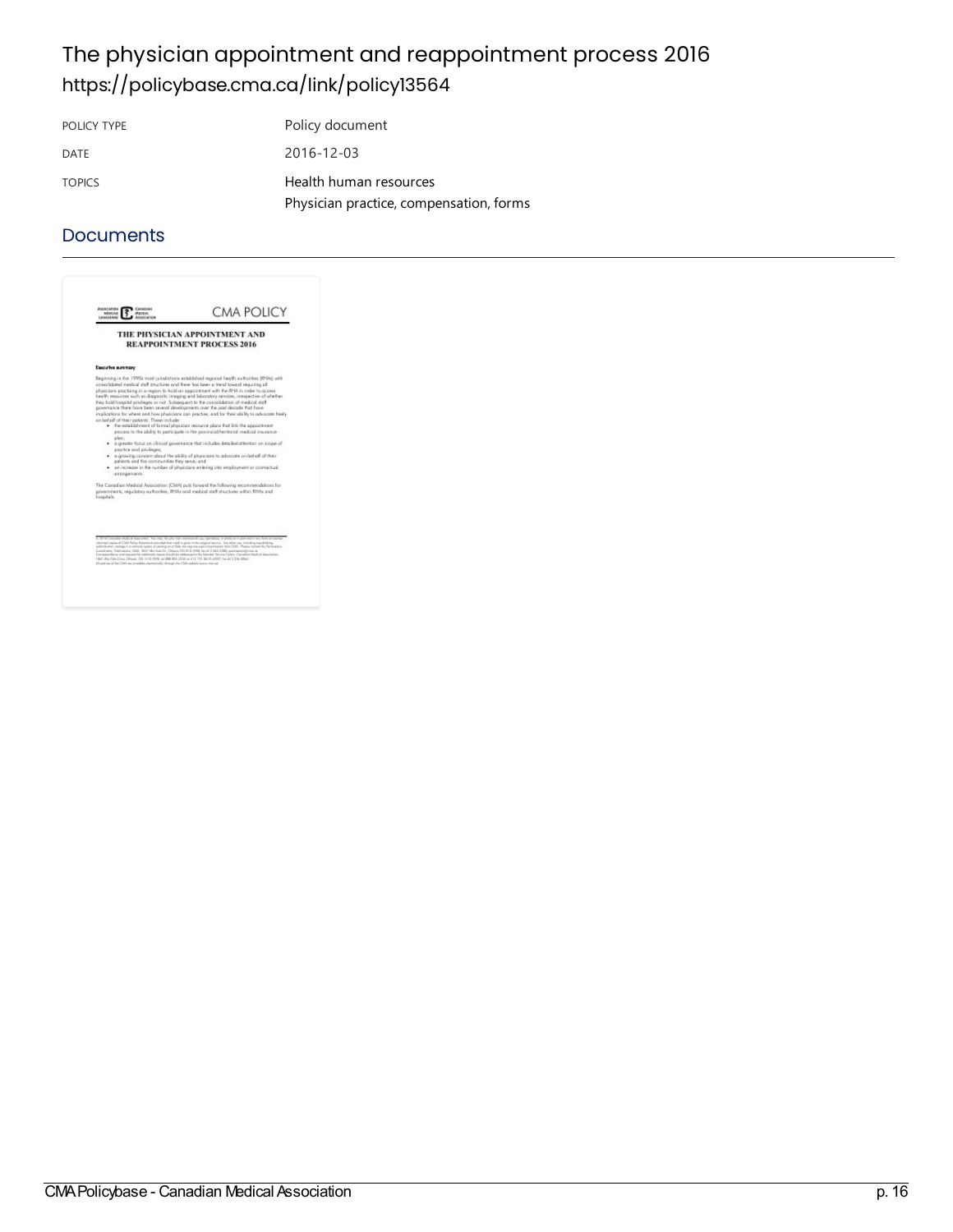# The physician appointment and reappointment process 2016

https://policybase.cma.ca/link/policy13564

| POLICY TYPE | Policy document |
| --- | --- |
| DATE | 2016-12-03 |
| TOPICS | Health human resources<br>Physician practice, compensation, forms |

## Documents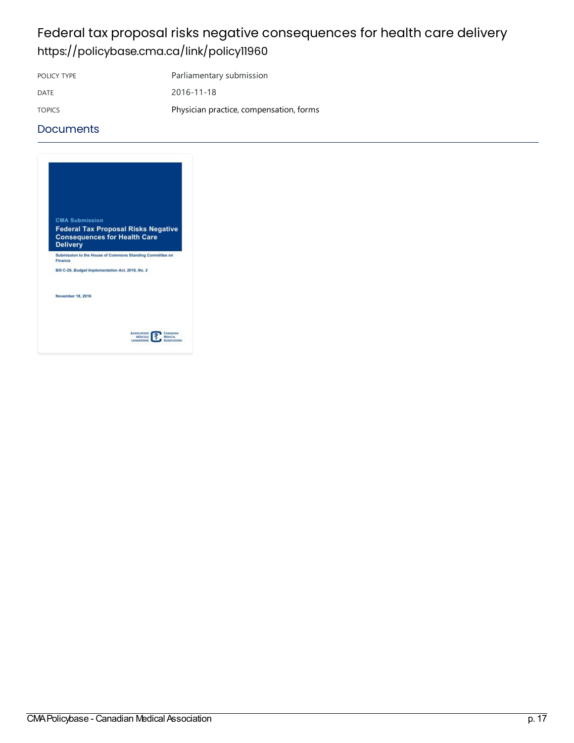# Federal tax proposal risks negative consequences for health care delivery

https://policybase.cma.ca/link/policy11960

| | |
|---|---|
| POLICY TYPE | Parliamentary submission |
| DATE | 2016-11-18 |
| TOPICS | Physician practice, compensation, forms |

## Documents

CMA Submission

**Federal Tax Proposal Risks Negative Consequences for Health Care Delivery**

Submission to the House of Commons Standing Committee on Finance

Bill C-29, *Budget Implementation Act, 2016, No. 2*

November 18, 2016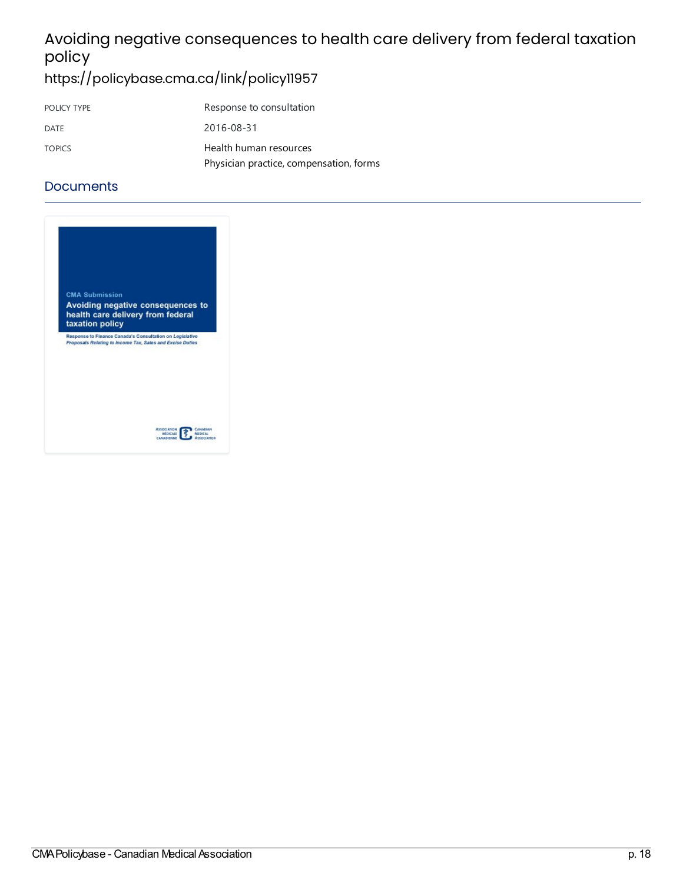# Avoiding negative consequences to health care delivery from federal taxation policy

https://policybase.cma.ca/link/policy11957

| POLICY TYPE | Response to consultation |
| --- | --- |
| DATE | 2016-08-31 |
| TOPICS | Health human resources<br>Physician practice, compensation, forms |

## Documents

CMA Submission

**Avoiding negative consequences to health care delivery from federal taxation policy**

Response to Finance Canada's Consultation on *Legislative Proposals Relating to Income Tax, Sales and Excise Duties*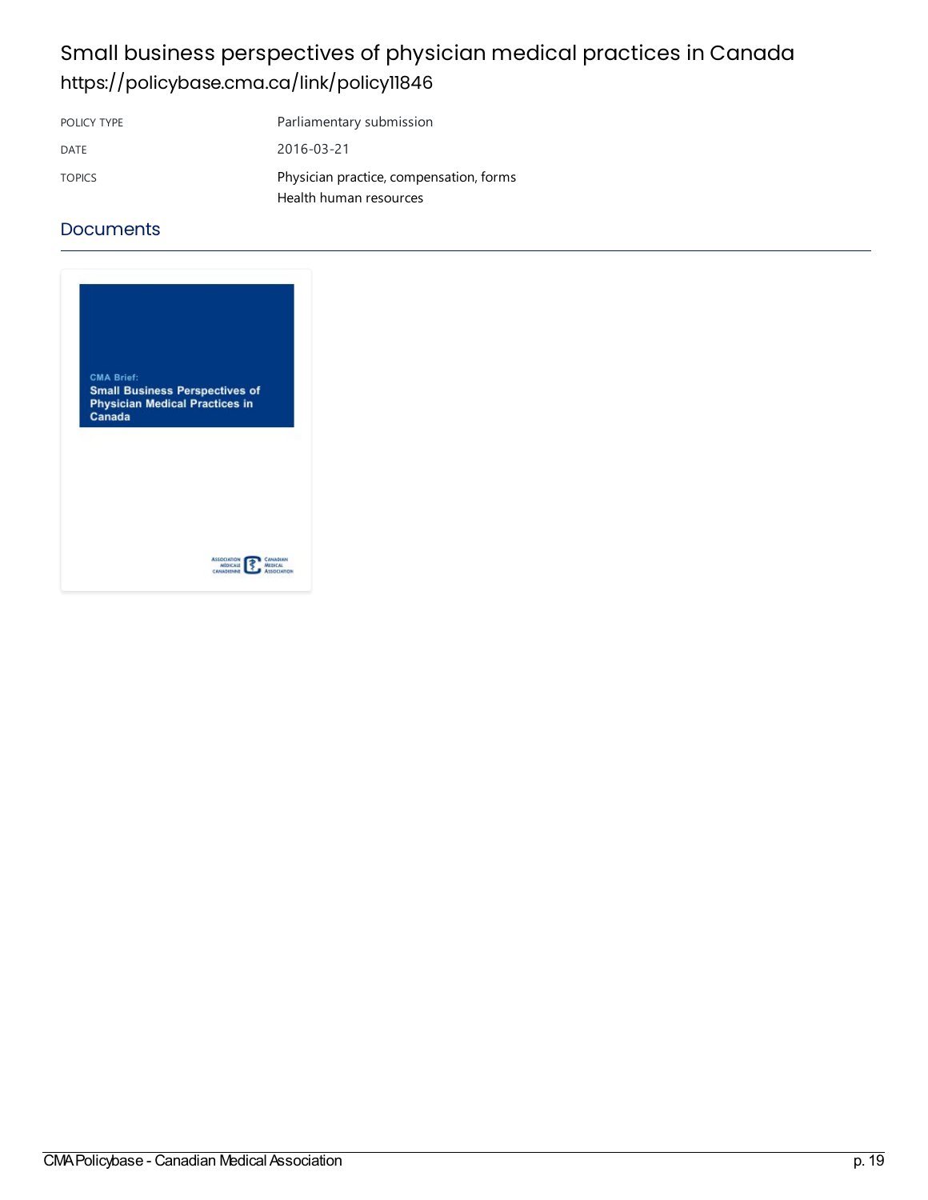# Small business perspectives of physician medical practices in Canada

https://policybase.cma.ca/link/policy11846

| POLICY TYPE | Parliamentary submission |
| --- | --- |
| DATE | 2016-03-21 |
| TOPICS | Physician practice, compensation, forms<br>Health human resources |

## Documents

CMA Brief:
**Small Business Perspectives of Physician Medical Practices in Canada**

ASSOCIATION MÉDICALE CANADIENNE CANADIAN MEDICAL ASSOCIATION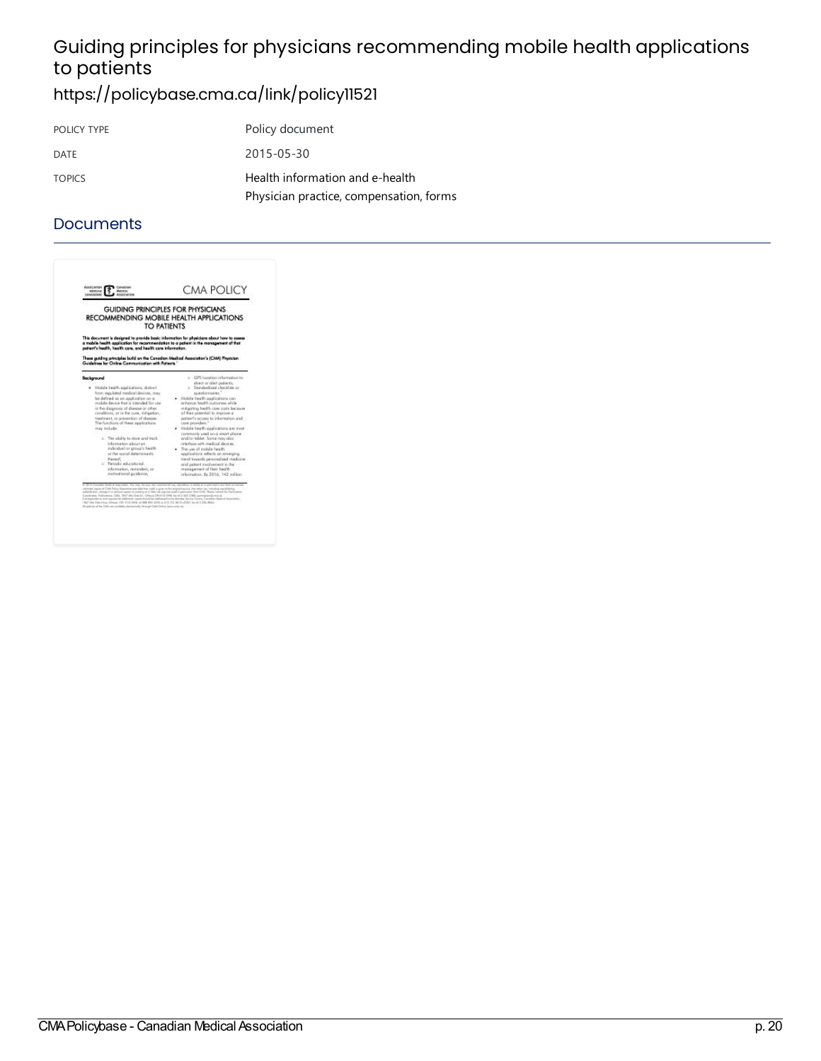# Guiding principles for physicians recommending mobile health applications to patients

https://policybase.cma.ca/link/policy11521

| | |
|---|---|
| POLICY TYPE | Policy document |
| DATE | 2015-05-30 |
| TOPICS | Health information and e-health<br>Physician practice, compensation, forms |

## Documents